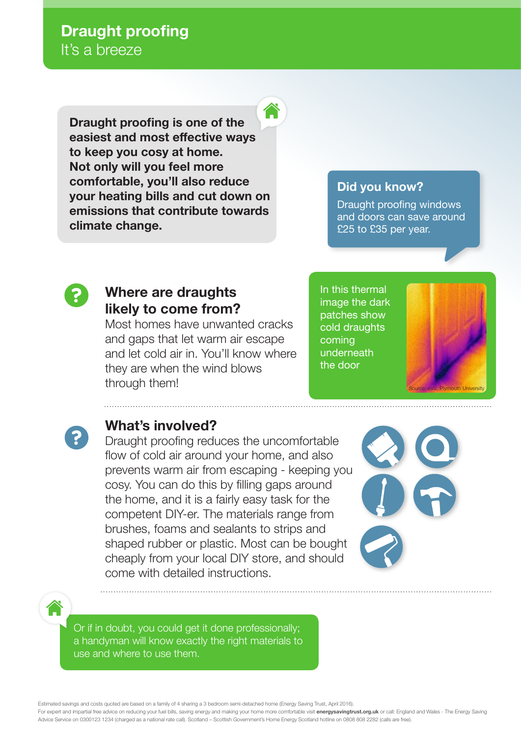# Draught proofing

It's a breeze

**Draught proofing is one of the easiest and most effective ways to keep you cosy at home. Not only will you feel more comfortable, you'll also reduce your heating bills and cut down on emissions that contribute towards climate change.**

### Did you know?

Draught proofing windows and doors can save around £25 to £35 per year.

## Where are draughts likely to come from?

Most homes have unwanted cracks and gaps that let warm air escape and let cold air in. You'll know where they are when the wind blows through them!

In this thermal image the dark patches show cold draughts coming underneath the door

Source: eViz, Plymouth University

## What's involved?

Draught proofing reduces the uncomfortable flow of cold air around your home, and also prevents warm air from escaping - keeping you cosy. You can do this by filling gaps around the home, and it is a fairly easy task for the competent DIY-er. The materials range from brushes, foams and sealants to strips and shaped rubber or plastic. Most can be bought cheaply from your local DIY store, and should come with detailed instructions.

Or if in doubt, you could get it done professionally; a handyman will know exactly the right materials to use and where to use them.

Estimated savings and costs quoted are based on a family of 4 sharing a 3 bedroom semi-detached home (Energy Saving Trust, April 2016).

For expert and impartial free advice on reducing your fuel bills, saving energy and making your home more comfortable visit **energysavingtrust.org.uk** or call: England and Wales - The Energy Saving Advice Service on 0300123 1234 (charged as a national rate call). Scotland – Scottish Government's Home Energy Scotland hotline on 0808 808 2282 (calls are free).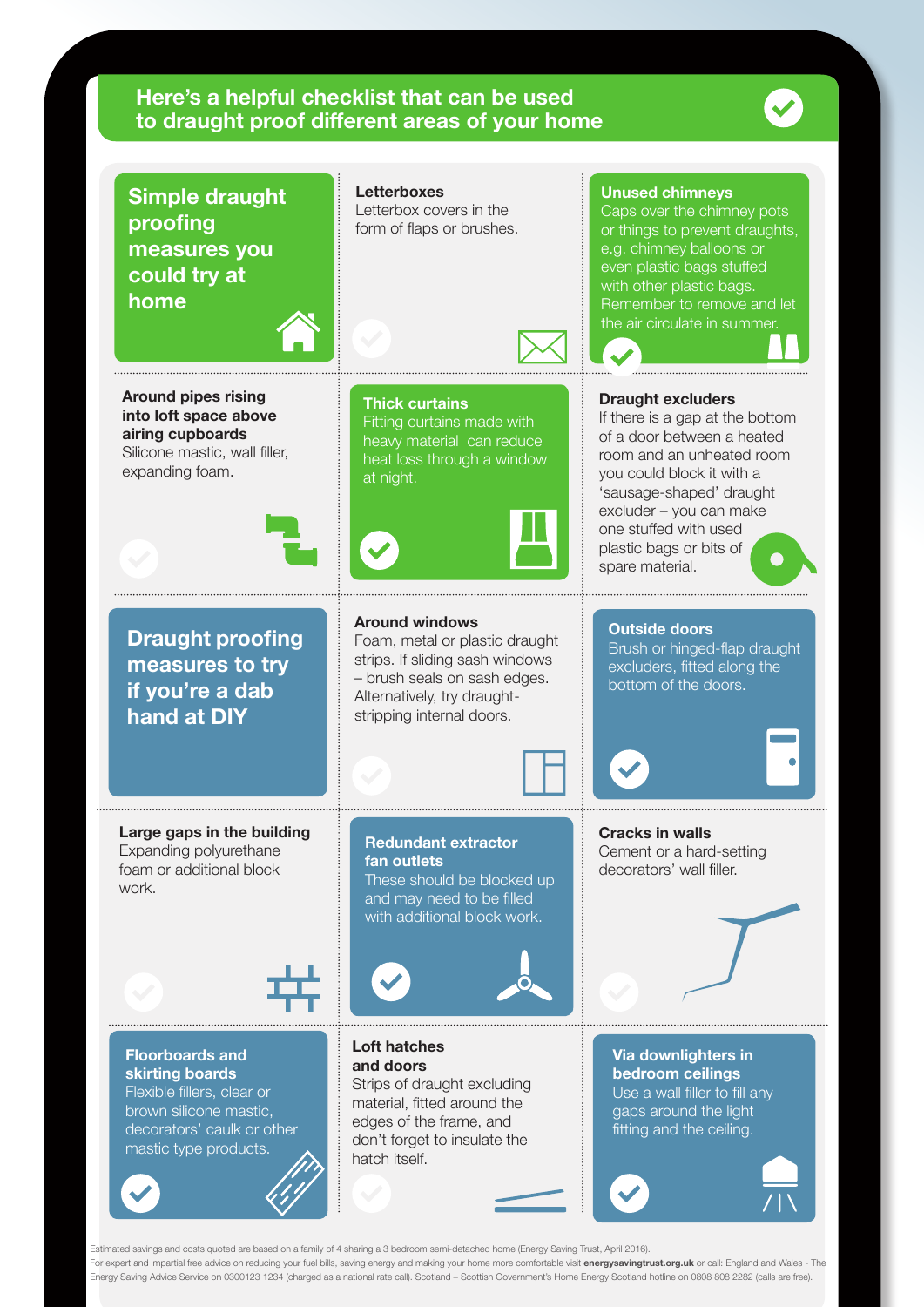## Here's a helpful checklist that can be used to draught proof different areas of your home

### Simple draught proofing measures you could try at home

**Letterboxes**
Letterbox covers in the form of flaps or brushes.

**Unused chimneys**
Caps over the chimney pots or things to prevent draughts, e.g. chimney balloons or even plastic bags stuffed with other plastic bags. Remember to remove and let the air circulate in summer.

**Around pipes rising into loft space above airing cupboards**
Silicone mastic, wall filler, expanding foam.

**Thick curtains**
Fitting curtains made with heavy material can reduce heat loss through a window at night.

**Draught excluders**
If there is a gap at the bottom of a door between a heated room and an unheated room you could block it with a 'sausage-shaped' draught excluder – you can make one stuffed with used plastic bags or bits of spare material.

### Draught proofing measures to try if you're a dab hand at DIY

**Around windows**
Foam, metal or plastic draught strips. If sliding sash windows – brush seals on sash edges. Alternatively, try draught-stripping internal doors.

**Outside doors**
Brush or hinged-flap draught excluders, fitted along the bottom of the doors.

**Large gaps in the building**
Expanding polyurethane foam or additional block work.

**Redundant extractor fan outlets**
These should be blocked up and may need to be filled with additional block work.

**Cracks in walls**
Cement or a hard-setting decorators' wall filler.

**Floorboards and skirting boards**
Flexible fillers, clear or brown silicone mastic, decorators' caulk or other mastic type products.

**Loft hatches and doors**
Strips of draught excluding material, fitted around the edges of the frame, and don't forget to insulate the hatch itself.

**Via downlighters in bedroom ceilings**
Use a wall filler to fill any gaps around the light fitting and the ceiling.

Estimated savings and costs quoted are based on a family of 4 sharing a 3 bedroom semi-detached home (Energy Saving Trust, April 2016).
For expert and impartial free advice on reducing your fuel bills, saving energy and making your home more comfortable visit **energysavingtrust.org.uk** or call: England and Wales - The Energy Saving Advice Service on 0300123 1234 (charged as a national rate call). Scotland – Scottish Government's Home Energy Scotland hotline on 0808 808 2282 (calls are free).